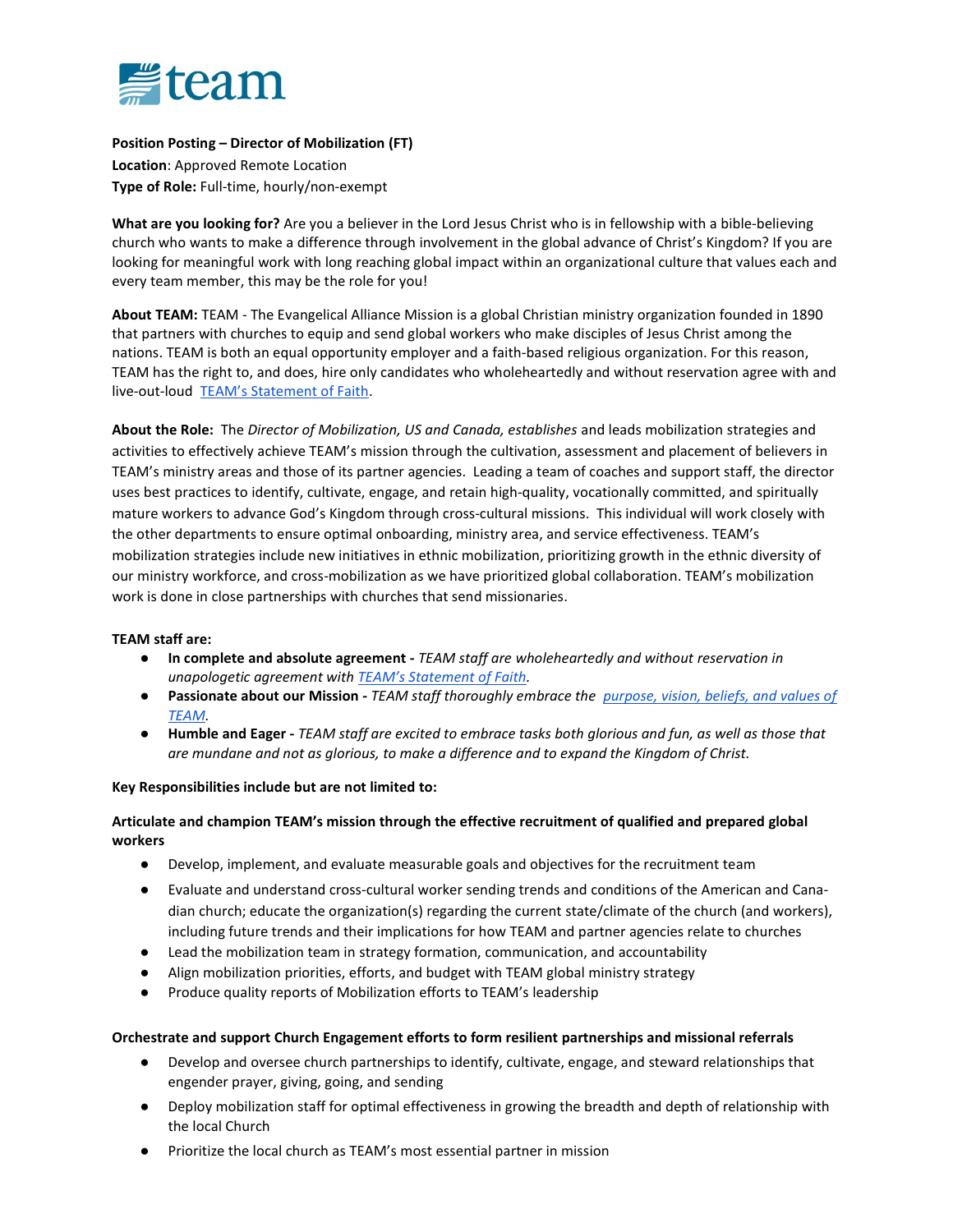team

**Position Posting – Director of Mobilization (FT)**
**Location**: Approved Remote Location
**Type of Role:** Full-time, hourly/non-exempt

**What are you looking for?** Are you a believer in the Lord Jesus Christ who is in fellowship with a bible-believing church who wants to make a difference through involvement in the global advance of Christ's Kingdom? If you are looking for meaningful work with long reaching global impact within an organizational culture that values each and every team member, this may be the role for you!

**About TEAM:** TEAM - The Evangelical Alliance Mission is a global Christian ministry organization founded in 1890 that partners with churches to equip and send global workers who make disciples of Jesus Christ among the nations. TEAM is both an equal opportunity employer and a faith-based religious organization. For this reason, TEAM has the right to, and does, hire only candidates who wholeheartedly and without reservation agree with and live-out-loud TEAM's Statement of Faith.

**About the Role:** The *Director of Mobilization, US and Canada, establishes* and leads mobilization strategies and activities to effectively achieve TEAM's mission through the cultivation, assessment and placement of believers in TEAM's ministry areas and those of its partner agencies. Leading a team of coaches and support staff, the director uses best practices to identify, cultivate, engage, and retain high-quality, vocationally committed, and spiritually mature workers to advance God's Kingdom through cross-cultural missions. This individual will work closely with the other departments to ensure optimal onboarding, ministry area, and service effectiveness. TEAM's mobilization strategies include new initiatives in ethnic mobilization, prioritizing growth in the ethnic diversity of our ministry workforce, and cross-mobilization as we have prioritized global collaboration. TEAM's mobilization work is done in close partnerships with churches that send missionaries.

**TEAM staff are:**

- **In complete and absolute agreement -** *TEAM staff are wholeheartedly and without reservation in unapologetic agreement with TEAM's Statement of Faith.*
- **Passionate about our Mission -** *TEAM staff thoroughly embrace the purpose, vision, beliefs, and values of TEAM.*
- **Humble and Eager -** *TEAM staff are excited to embrace tasks both glorious and fun, as well as those that are mundane and not as glorious, to make a difference and to expand the Kingdom of Christ.*

**Key Responsibilities include but are not limited to:**

**Articulate and champion TEAM's mission through the effective recruitment of qualified and prepared global workers**

- Develop, implement, and evaluate measurable goals and objectives for the recruitment team
- Evaluate and understand cross-cultural worker sending trends and conditions of the American and Canadian church; educate the organization(s) regarding the current state/climate of the church (and workers), including future trends and their implications for how TEAM and partner agencies relate to churches
- Lead the mobilization team in strategy formation, communication, and accountability
- Align mobilization priorities, efforts, and budget with TEAM global ministry strategy
- Produce quality reports of Mobilization efforts to TEAM's leadership

**Orchestrate and support Church Engagement efforts to form resilient partnerships and missional referrals**

- Develop and oversee church partnerships to identify, cultivate, engage, and steward relationships that engender prayer, giving, going, and sending
- Deploy mobilization staff for optimal effectiveness in growing the breadth and depth of relationship with the local Church
- Prioritize the local church as TEAM's most essential partner in mission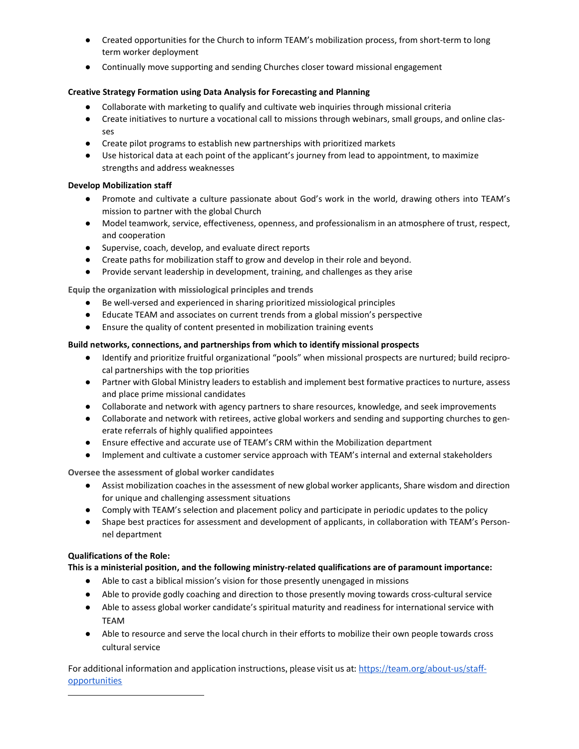- Created opportunities for the Church to inform TEAM's mobilization process, from short-term to long term worker deployment
- Continually move supporting and sending Churches closer toward missional engagement

**Creative Strategy Formation using Data Analysis for Forecasting and Planning**

- Collaborate with marketing to qualify and cultivate web inquiries through missional criteria
- Create initiatives to nurture a vocational call to missions through webinars, small groups, and online classes
- Create pilot programs to establish new partnerships with prioritized markets
- Use historical data at each point of the applicant's journey from lead to appointment, to maximize strengths and address weaknesses

**Develop Mobilization staff**

- Promote and cultivate a culture passionate about God's work in the world, drawing others into TEAM's mission to partner with the global Church
- Model teamwork, service, effectiveness, openness, and professionalism in an atmosphere of trust, respect, and cooperation
- Supervise, coach, develop, and evaluate direct reports
- Create paths for mobilization staff to grow and develop in their role and beyond.
- Provide servant leadership in development, training, and challenges as they arise

**Equip the organization with missiological principles and trends**

- Be well-versed and experienced in sharing prioritized missiological principles
- Educate TEAM and associates on current trends from a global mission's perspective
- Ensure the quality of content presented in mobilization training events

**Build networks, connections, and partnerships from which to identify missional prospects**

- Identify and prioritize fruitful organizational "pools" when missional prospects are nurtured; build reciprocal partnerships with the top priorities
- Partner with Global Ministry leaders to establish and implement best formative practices to nurture, assess and place prime missional candidates
- Collaborate and network with agency partners to share resources, knowledge, and seek improvements
- Collaborate and network with retirees, active global workers and sending and supporting churches to generate referrals of highly qualified appointees
- Ensure effective and accurate use of TEAM's CRM within the Mobilization department
- Implement and cultivate a customer service approach with TEAM's internal and external stakeholders

**Oversee the assessment of global worker candidates**

- Assist mobilization coaches in the assessment of new global worker applicants, Share wisdom and direction for unique and challenging assessment situations
- Comply with TEAM's selection and placement policy and participate in periodic updates to the policy
- Shape best practices for assessment and development of applicants, in collaboration with TEAM's Personnel department

**Qualifications of the Role:**

**This is a ministerial position, and the following ministry-related qualifications are of paramount importance:**

- Able to cast a biblical mission's vision for those presently unengaged in missions
- Able to provide godly coaching and direction to those presently moving towards cross-cultural service
- Able to assess global worker candidate's spiritual maturity and readiness for international service with TEAM
- Able to resource and serve the local church in their efforts to mobilize their own people towards cross cultural service

For additional information and application instructions, please visit us at: [https://team.org/about-us/staff-opportunities](https://team.org/about-us/staff-opportunities)